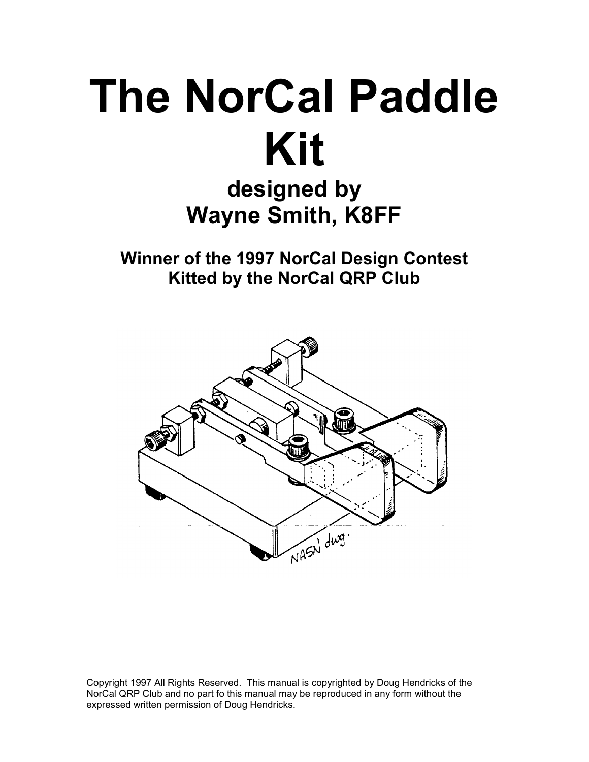# The NorCal Paddle Kit

## designed by Wayne Smith, K8FF

### Winner of the 1997 NorCal Design Contest
### Kitted by the NorCal QRP Club

Copyright 1997 All Rights Reserved. This manual is copyrighted by Doug Hendricks of the NorCal QRP Club and no part fo this manual may be reproduced in any form without the expressed written permission of Doug Hendricks.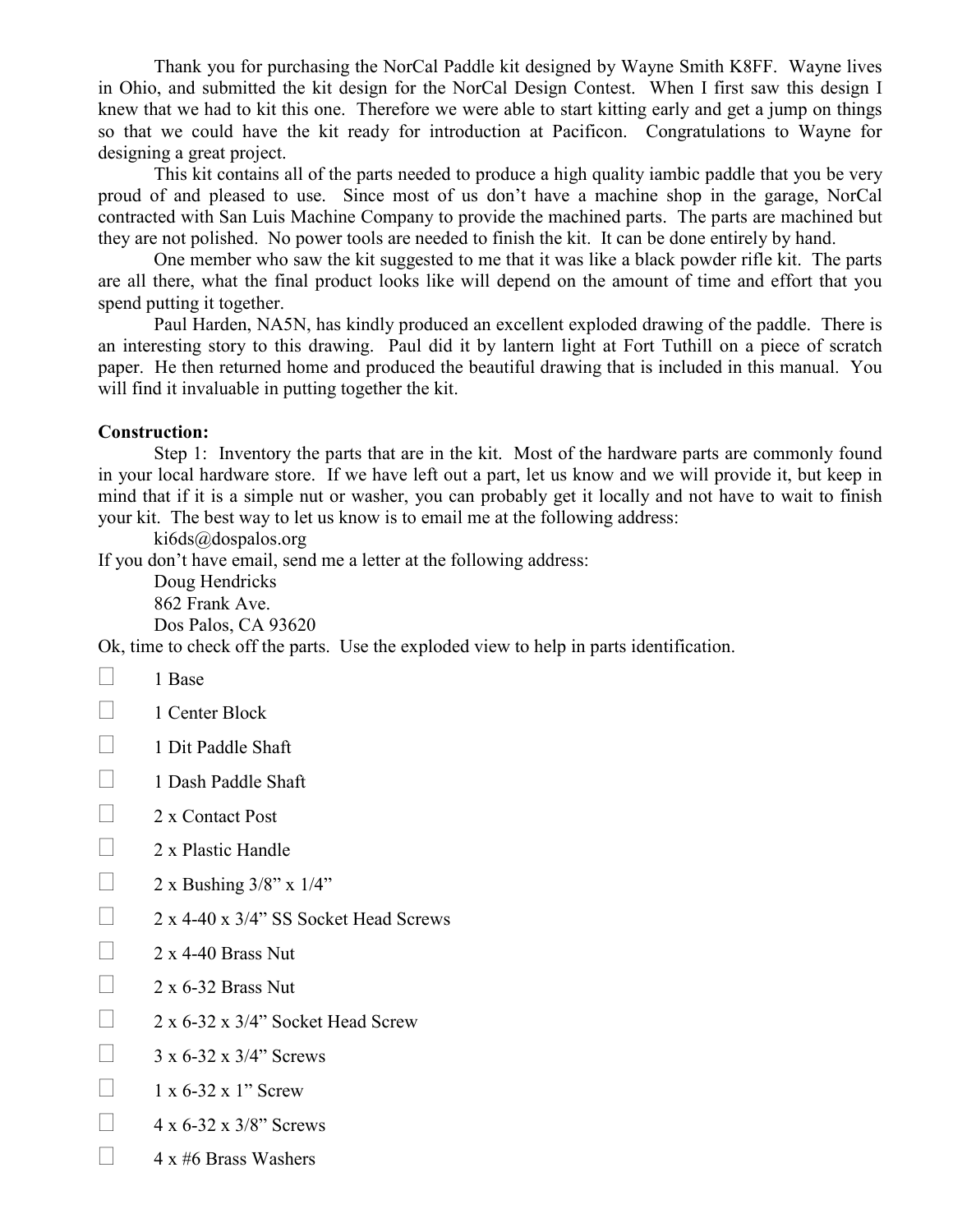Thank you for purchasing the NorCal Paddle kit designed by Wayne Smith K8FF. Wayne lives in Ohio, and submitted the kit design for the NorCal Design Contest. When I first saw this design I knew that we had to kit this one. Therefore we were able to start kitting early and get a jump on things so that we could have the kit ready for introduction at Pacificon. Congratulations to Wayne for designing a great project.

This kit contains all of the parts needed to produce a high quality iambic paddle that you be very proud of and pleased to use. Since most of us don't have a machine shop in the garage, NorCal contracted with San Luis Machine Company to provide the machined parts. The parts are machined but they are not polished. No power tools are needed to finish the kit. It can be done entirely by hand.

One member who saw the kit suggested to me that it was like a black powder rifle kit. The parts are all there, what the final product looks like will depend on the amount of time and effort that you spend putting it together.

Paul Harden, NA5N, has kindly produced an excellent exploded drawing of the paddle. There is an interesting story to this drawing. Paul did it by lantern light at Fort Tuthill on a piece of scratch paper. He then returned home and produced the beautiful drawing that is included in this manual. You will find it invaluable in putting together the kit.

**Construction:**

Step 1: Inventory the parts that are in the kit. Most of the hardware parts are commonly found in your local hardware store. If we have left out a part, let us know and we will provide it, but keep in mind that if it is a simple nut or washer, you can probably get it locally and not have to wait to finish your kit. The best way to let us know is to email me at the following address:

ki6ds@dospalos.org

If you don't have email, send me a letter at the following address:

Doug Hendricks
862 Frank Ave.
Dos Palos, CA 93620

Ok, time to check off the parts. Use the exploded view to help in parts identification.

- ☐ 1 Base
- ☐ 1 Center Block
- ☐ 1 Dit Paddle Shaft
- ☐ 1 Dash Paddle Shaft
- ☐ 2 x Contact Post
- ☐ 2 x Plastic Handle
- ☐ 2 x Bushing 3/8" x 1/4"
- ☐ 2 x 4-40 x 3/4" SS Socket Head Screws
- ☐ 2 x 4-40 Brass Nut
- ☐ 2 x 6-32 Brass Nut
- ☐ 2 x 6-32 x 3/4" Socket Head Screw
- ☐ 3 x 6-32 x 3/4" Screws
- ☐ 1 x 6-32 x 1" Screw
- ☐ 4 x 6-32 x 3/8" Screws
- ☐ 4 x #6 Brass Washers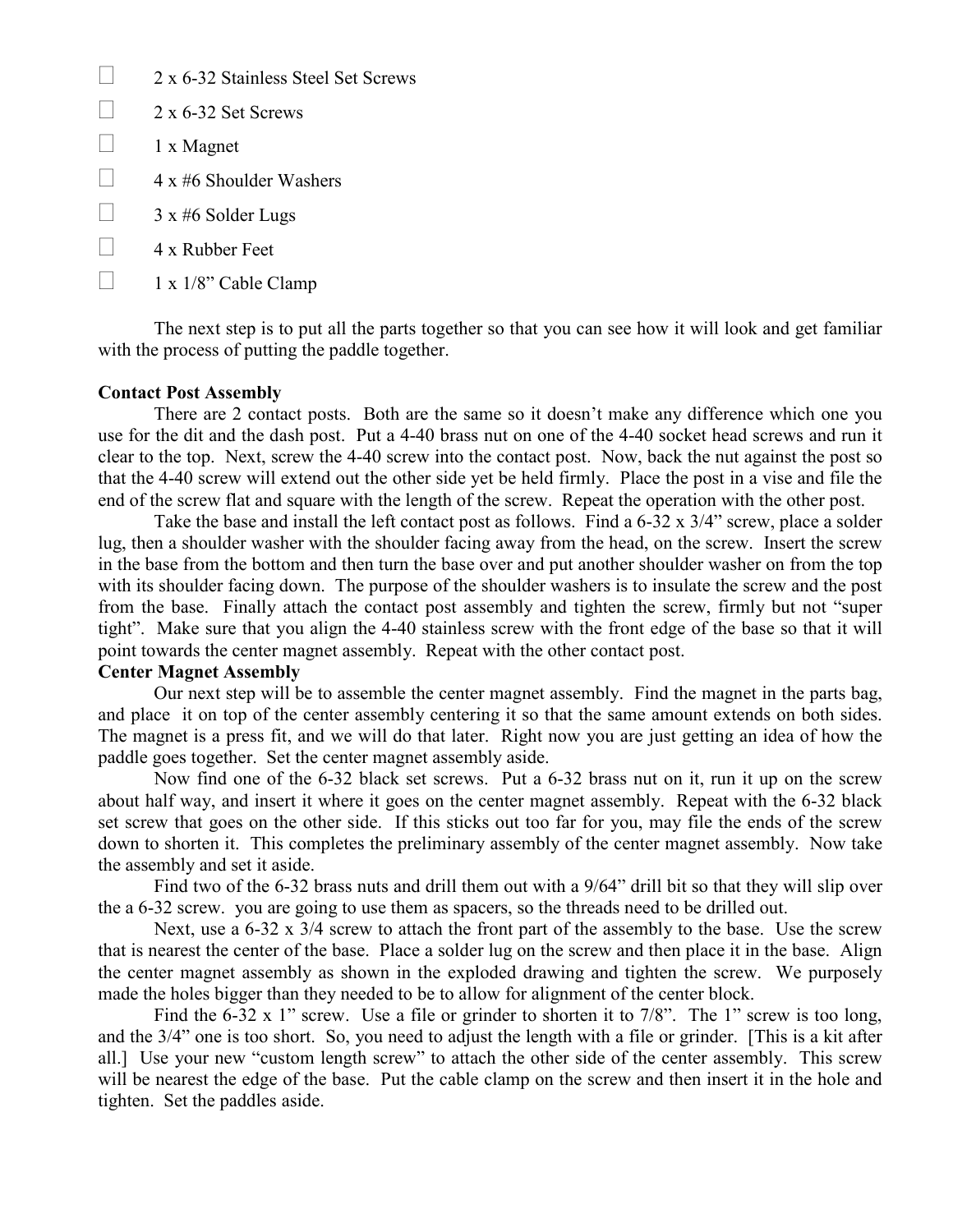- ☐ 2 x 6-32 Stainless Steel Set Screws
- ☐ 2 x 6-32 Set Screws
- ☐ 1 x Magnet
- ☐ 4 x #6 Shoulder Washers
- ☐ 3 x #6 Solder Lugs
- ☐ 4 x Rubber Feet
- ☐ 1 x 1/8" Cable Clamp

The next step is to put all the parts together so that you can see how it will look and get familiar with the process of putting the paddle together.

**Contact Post Assembly**

There are 2 contact posts. Both are the same so it doesn't make any difference which one you use for the dit and the dash post. Put a 4-40 brass nut on one of the 4-40 socket head screws and run it clear to the top. Next, screw the 4-40 screw into the contact post. Now, back the nut against the post so that the 4-40 screw will extend out the other side yet be held firmly. Place the post in a vise and file the end of the screw flat and square with the length of the screw. Repeat the operation with the other post.

Take the base and install the left contact post as follows. Find a 6-32 x 3/4" screw, place a solder lug, then a shoulder washer with the shoulder facing away from the head, on the screw. Insert the screw in the base from the bottom and then turn the base over and put another shoulder washer on from the top with its shoulder facing down. The purpose of the shoulder washers is to insulate the screw and the post from the base. Finally attach the contact post assembly and tighten the screw, firmly but not "super tight". Make sure that you align the 4-40 stainless screw with the front edge of the base so that it will point towards the center magnet assembly. Repeat with the other contact post.

**Center Magnet Assembly**

Our next step will be to assemble the center magnet assembly. Find the magnet in the parts bag, and place it on top of the center assembly centering it so that the same amount extends on both sides. The magnet is a press fit, and we will do that later. Right now you are just getting an idea of how the paddle goes together. Set the center magnet assembly aside.

Now find one of the 6-32 black set screws. Put a 6-32 brass nut on it, run it up on the screw about half way, and insert it where it goes on the center magnet assembly. Repeat with the 6-32 black set screw that goes on the other side. If this sticks out too far for you, may file the ends of the screw down to shorten it. This completes the preliminary assembly of the center magnet assembly. Now take the assembly and set it aside.

Find two of the 6-32 brass nuts and drill them out with a 9/64" drill bit so that they will slip over the a 6-32 screw. you are going to use them as spacers, so the threads need to be drilled out.

Next, use a 6-32 x 3/4 screw to attach the front part of the assembly to the base. Use the screw that is nearest the center of the base. Place a solder lug on the screw and then place it in the base. Align the center magnet assembly as shown in the exploded drawing and tighten the screw. We purposely made the holes bigger than they needed to be to allow for alignment of the center block.

Find the 6-32 x 1" screw. Use a file or grinder to shorten it to 7/8". The 1" screw is too long, and the 3/4" one is too short. So, you need to adjust the length with a file or grinder. [This is a kit after all.] Use your new "custom length screw" to attach the other side of the center assembly. This screw will be nearest the edge of the base. Put the cable clamp on the screw and then insert it in the hole and tighten. Set the paddles aside.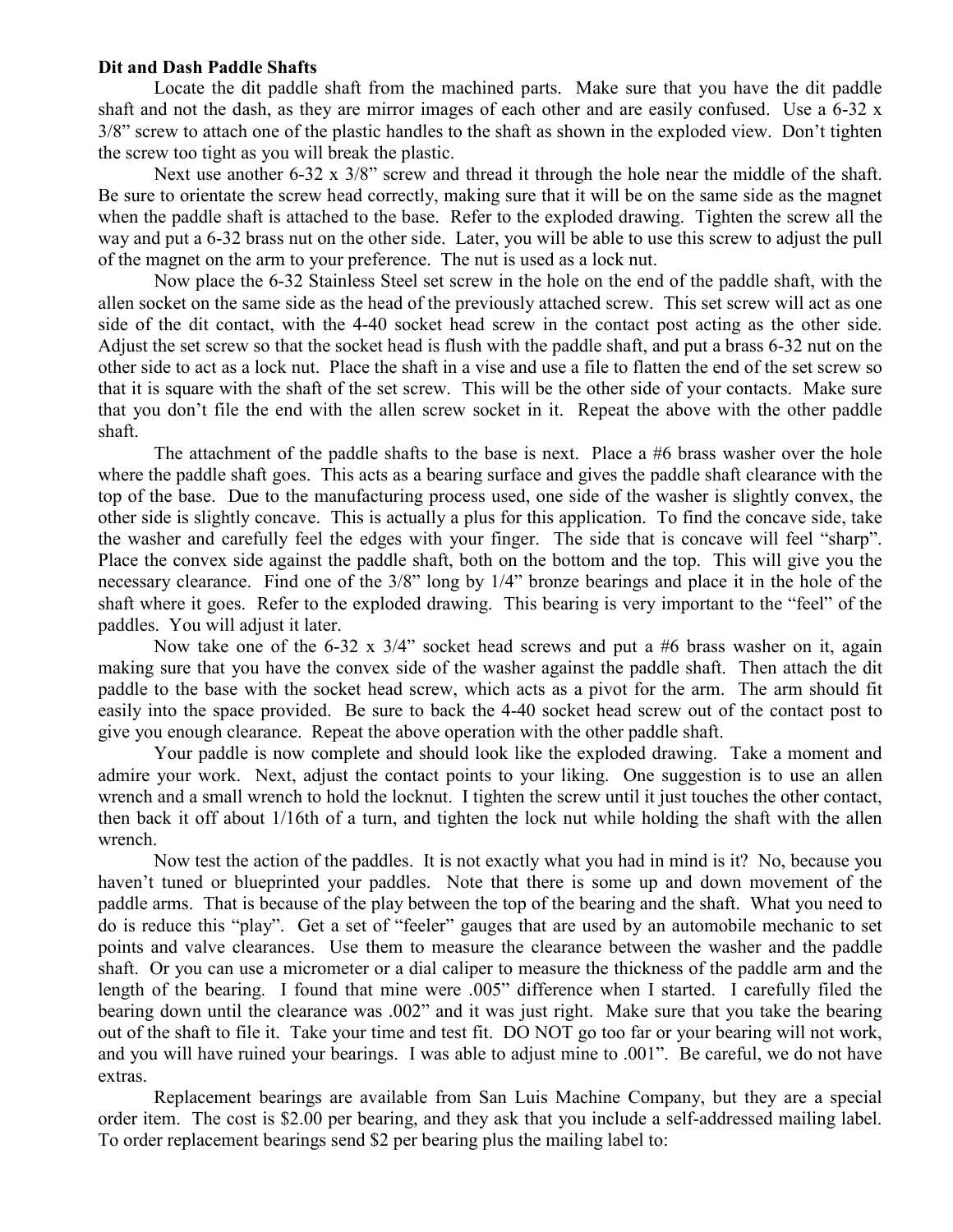**Dit and Dash Paddle Shafts**

Locate the dit paddle shaft from the machined parts. Make sure that you have the dit paddle shaft and not the dash, as they are mirror images of each other and are easily confused. Use a 6-32 x 3/8" screw to attach one of the plastic handles to the shaft as shown in the exploded view. Don't tighten the screw too tight as you will break the plastic.

Next use another 6-32 x 3/8" screw and thread it through the hole near the middle of the shaft. Be sure to orientate the screw head correctly, making sure that it will be on the same side as the magnet when the paddle shaft is attached to the base. Refer to the exploded drawing. Tighten the screw all the way and put a 6-32 brass nut on the other side. Later, you will be able to use this screw to adjust the pull of the magnet on the arm to your preference. The nut is used as a lock nut.

Now place the 6-32 Stainless Steel set screw in the hole on the end of the paddle shaft, with the allen socket on the same side as the head of the previously attached screw. This set screw will act as one side of the dit contact, with the 4-40 socket head screw in the contact post acting as the other side. Adjust the set screw so that the socket head is flush with the paddle shaft, and put a brass 6-32 nut on the other side to act as a lock nut. Place the shaft in a vise and use a file to flatten the end of the set screw so that it is square with the shaft of the set screw. This will be the other side of your contacts. Make sure that you don't file the end with the allen screw socket in it. Repeat the above with the other paddle shaft.

The attachment of the paddle shafts to the base is next. Place a #6 brass washer over the hole where the paddle shaft goes. This acts as a bearing surface and gives the paddle shaft clearance with the top of the base. Due to the manufacturing process used, one side of the washer is slightly convex, the other side is slightly concave. This is actually a plus for this application. To find the concave side, take the washer and carefully feel the edges with your finger. The side that is concave will feel "sharp". Place the convex side against the paddle shaft, both on the bottom and the top. This will give you the necessary clearance. Find one of the 3/8" long by 1/4" bronze bearings and place it in the hole of the shaft where it goes. Refer to the exploded drawing. This bearing is very important to the "feel" of the paddles. You will adjust it later.

Now take one of the 6-32 x 3/4" socket head screws and put a #6 brass washer on it, again making sure that you have the convex side of the washer against the paddle shaft. Then attach the dit paddle to the base with the socket head screw, which acts as a pivot for the arm. The arm should fit easily into the space provided. Be sure to back the 4-40 socket head screw out of the contact post to give you enough clearance. Repeat the above operation with the other paddle shaft.

Your paddle is now complete and should look like the exploded drawing. Take a moment and admire your work. Next, adjust the contact points to your liking. One suggestion is to use an allen wrench and a small wrench to hold the locknut. I tighten the screw until it just touches the other contact, then back it off about 1/16th of a turn, and tighten the lock nut while holding the shaft with the allen wrench.

Now test the action of the paddles. It is not exactly what you had in mind is it? No, because you haven't tuned or blueprinted your paddles. Note that there is some up and down movement of the paddle arms. That is because of the play between the top of the bearing and the shaft. What you need to do is reduce this "play". Get a set of "feeler" gauges that are used by an automobile mechanic to set points and valve clearances. Use them to measure the clearance between the washer and the paddle shaft. Or you can use a micrometer or a dial caliper to measure the thickness of the paddle arm and the length of the bearing. I found that mine were .005" difference when I started. I carefully filed the bearing down until the clearance was .002" and it was just right. Make sure that you take the bearing out of the shaft to file it. Take your time and test fit. DO NOT go too far or your bearing will not work, and you will have ruined your bearings. I was able to adjust mine to .001". Be careful, we do not have extras.

Replacement bearings are available from San Luis Machine Company, but they are a special order item. The cost is $2.00 per bearing, and they ask that you include a self-addressed mailing label. To order replacement bearings send $2 per bearing plus the mailing label to: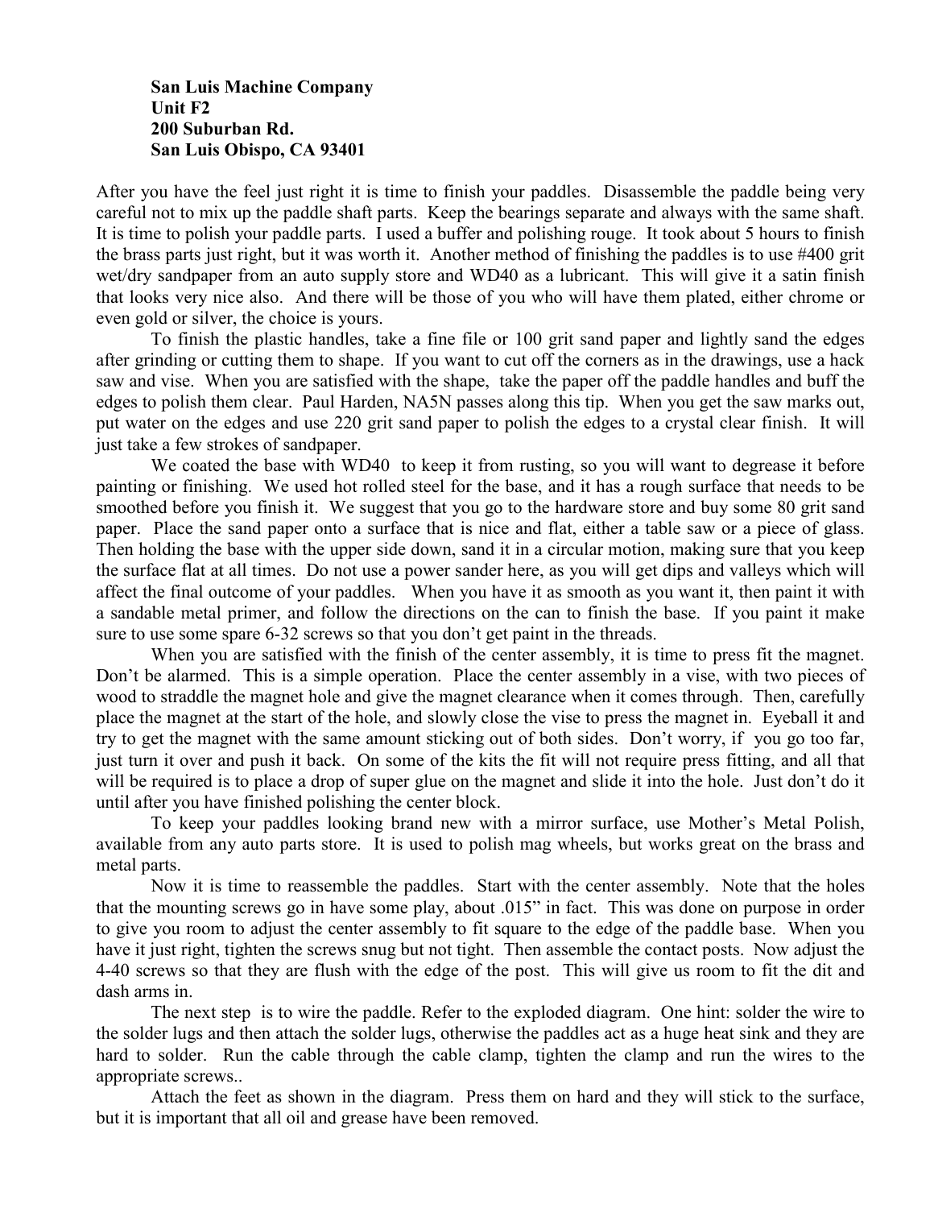**San Luis Machine Company**
**Unit F2**
**200 Suburban Rd.**
**San Luis Obispo, CA 93401**

After you have the feel just right it is time to finish your paddles. Disassemble the paddle being very careful not to mix up the paddle shaft parts. Keep the bearings separate and always with the same shaft. It is time to polish your paddle parts. I used a buffer and polishing rouge. It took about 5 hours to finish the brass parts just right, but it was worth it. Another method of finishing the paddles is to use #400 grit wet/dry sandpaper from an auto supply store and WD40 as a lubricant. This will give it a satin finish that looks very nice also. And there will be those of you who will have them plated, either chrome or even gold or silver, the choice is yours.

To finish the plastic handles, take a fine file or 100 grit sand paper and lightly sand the edges after grinding or cutting them to shape. If you want to cut off the corners as in the drawings, use a hack saw and vise. When you are satisfied with the shape, take the paper off the paddle handles and buff the edges to polish them clear. Paul Harden, NA5N passes along this tip. When you get the saw marks out, put water on the edges and use 220 grit sand paper to polish the edges to a crystal clear finish. It will just take a few strokes of sandpaper.

We coated the base with WD40 to keep it from rusting, so you will want to degrease it before painting or finishing. We used hot rolled steel for the base, and it has a rough surface that needs to be smoothed before you finish it. We suggest that you go to the hardware store and buy some 80 grit sand paper. Place the sand paper onto a surface that is nice and flat, either a table saw or a piece of glass. Then holding the base with the upper side down, sand it in a circular motion, making sure that you keep the surface flat at all times. Do not use a power sander here, as you will get dips and valleys which will affect the final outcome of your paddles. When you have it as smooth as you want it, then paint it with a sandable metal primer, and follow the directions on the can to finish the base. If you paint it make sure to use some spare 6-32 screws so that you don't get paint in the threads.

When you are satisfied with the finish of the center assembly, it is time to press fit the magnet. Don't be alarmed. This is a simple operation. Place the center assembly in a vise, with two pieces of wood to straddle the magnet hole and give the magnet clearance when it comes through. Then, carefully place the magnet at the start of the hole, and slowly close the vise to press the magnet in. Eyeball it and try to get the magnet with the same amount sticking out of both sides. Don't worry, if you go too far, just turn it over and push it back. On some of the kits the fit will not require press fitting, and all that will be required is to place a drop of super glue on the magnet and slide it into the hole. Just don't do it until after you have finished polishing the center block.

To keep your paddles looking brand new with a mirror surface, use Mother's Metal Polish, available from any auto parts store. It is used to polish mag wheels, but works great on the brass and metal parts.

Now it is time to reassemble the paddles. Start with the center assembly. Note that the holes that the mounting screws go in have some play, about .015" in fact. This was done on purpose in order to give you room to adjust the center assembly to fit square to the edge of the paddle base. When you have it just right, tighten the screws snug but not tight. Then assemble the contact posts. Now adjust the 4-40 screws so that they are flush with the edge of the post. This will give us room to fit the dit and dash arms in.

The next step is to wire the paddle. Refer to the exploded diagram. One hint: solder the wire to the solder lugs and then attach the solder lugs, otherwise the paddles act as a huge heat sink and they are hard to solder. Run the cable through the cable clamp, tighten the clamp and run the wires to the appropriate screws..

Attach the feet as shown in the diagram. Press them on hard and they will stick to the surface, but it is important that all oil and grease have been removed.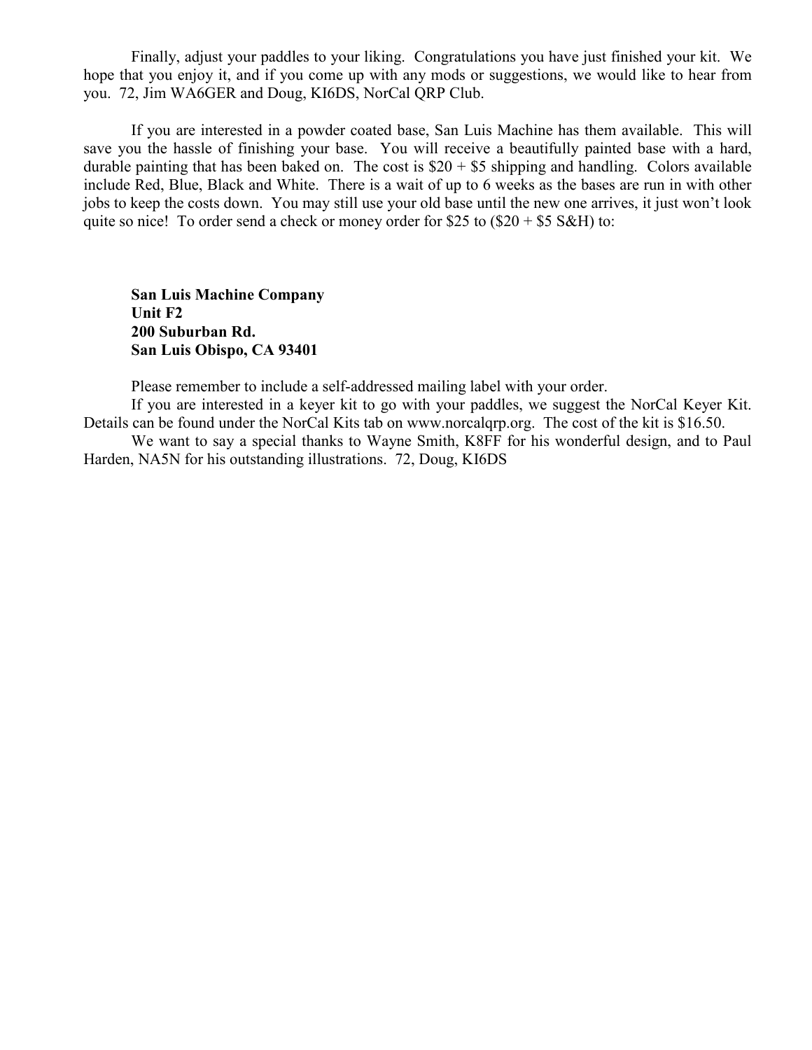Finally, adjust your paddles to your liking. Congratulations you have just finished your kit. We hope that you enjoy it, and if you come up with any mods or suggestions, we would like to hear from you. 72, Jim WA6GER and Doug, KI6DS, NorCal QRP Club.

If you are interested in a powder coated base, San Luis Machine has them available. This will save you the hassle of finishing your base. You will receive a beautifully painted base with a hard, durable painting that has been baked on. The cost is $20 + $5 shipping and handling. Colors available include Red, Blue, Black and White. There is a wait of up to 6 weeks as the bases are run in with other jobs to keep the costs down. You may still use your old base until the new one arrives, it just won't look quite so nice! To order send a check or money order for $25 to ($20 + $5 S&H) to:

**San Luis Machine Company**
**Unit F2**
**200 Suburban Rd.**
**San Luis Obispo, CA 93401**

Please remember to include a self-addressed mailing label with your order.

If you are interested in a keyer kit to go with your paddles, we suggest the NorCal Keyer Kit. Details can be found under the NorCal Kits tab on www.norcalqrp.org. The cost of the kit is $16.50.

We want to say a special thanks to Wayne Smith, K8FF for his wonderful design, and to Paul Harden, NA5N for his outstanding illustrations. 72, Doug, KI6DS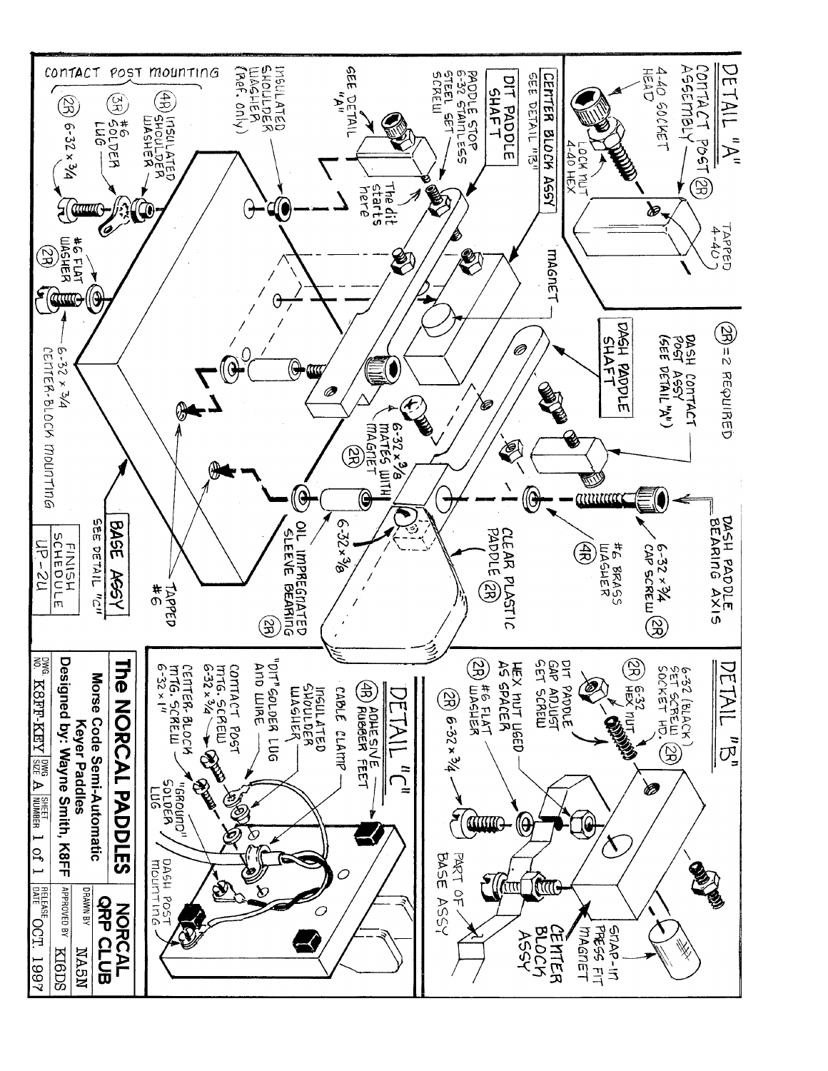# DETAIL "A"

CONTACT POST ASSEMBLY (2R)

4-40 SOCKET HEAD

LOCK NUT 4-40 HEX

TAPPED 4-40

(2R) = 2 REQUIRED

DASH CONTACT POST ASSY (SEE DETAIL "A")

DASH PADDLE SHAFT

DASH PADDLE BEARING AXIS

6-32 x 3/4 CAP SCREW (2R)

#6 BRASS WASHER (4R)

CLEAR PLASTIC PADDLE (2R)

OIL IMPREGNATED SLEEVE BEARING (2R)

6-32 x 3/8

6-32 x 3/8 MATES WITH MAGNET (2R)

MAGNET

CENTER BLOCK ASSY SEE DETAIL "B"

DIT PADDLE SHAFT

PADDLE STOP 6-32 STAINLESS STEEL SET SCREW

SEE DETAIL "A"

The dit starts here

INSULATED SHOULDER WASHER (ref. only)

CONTACT POST MOUNTING

(4R) INSULATED SHOULDER WASHER

(3R) #6 SOLDER LUG

(2R) 6-32 x 3/4

#6 FLAT WASHER (2R)

6-32 x 3/4 CENTER-BLOCK MOUNTING

TAPPED #6

BASE ASSY SEE DETAIL "C"

| FINISH SCHEDULE |
| --- |
| UP-2U |

# DETAIL "B"

6-32 (BLACK) SET SCREW SOCKET HD. (2R)

(2R) 6-32 HEX NUT

DIT PADDLE GAP ADJUST SET SCREW

HEX NUT USED AS SPACER

(2R) #6 FLAT WASHER

(2R) 6-32 x 3/4

PART OF BASE ASSY

CENTER BLOCK ASSY

SNAP-IN PRESS FIT MAGNET

# DETAIL "C"

(4R) ADHESIVE RUBBER FEET

CABLE CLAMP

INSULATED SHOULDER WASHER

"DIT" SOLDER LUG AND WIRE

CONTACT POST MTG. SCREW 6-32 x 3/4

CENTER-BLOCK MTG. SCREW 6-32 x 1"

"GROUND" SOLDER LUG

DASH POST MOUNTING

| | |
| --- | --- |
| **The NORCAL PADDLES** | **NORCAL QRP CLUB** |
| **Morse Code Semi-Automatic Keyer Paddles** | DRAWN BY NA5N |
| **Designed by: Wayne Smith, K8FF** | APPROVED BY KI6DS |
| DWG. NO. K8FF-KEY · DWG SIZE A · SHEET NUMBER 1 of 1 | RELEASE DATE OCT. 1997 |